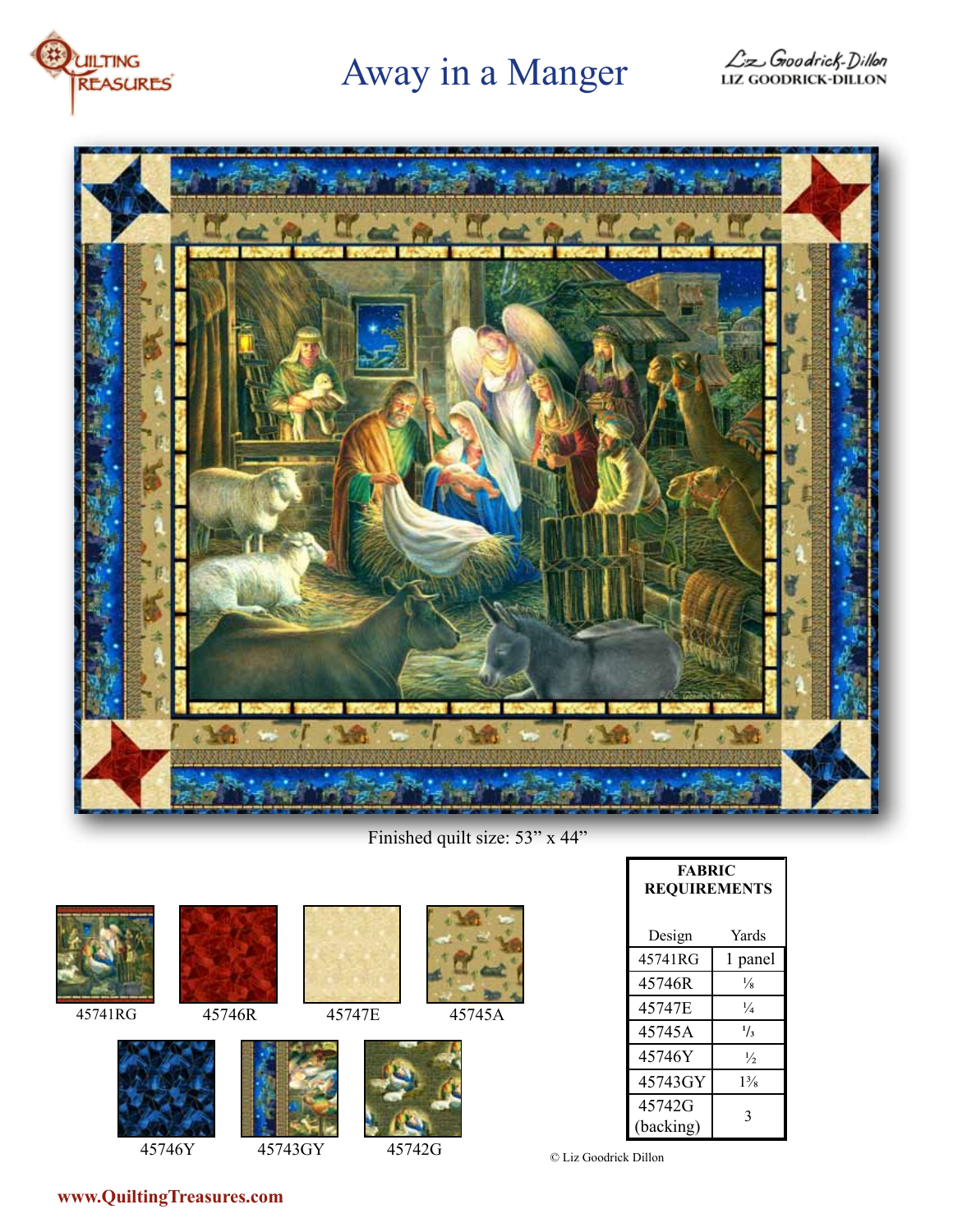Quilting Treasures

# Away in a Manger

Liz Goodrick-Dillon
LIZ GOODRICK-DILLON

Finished quilt size: 53" x 44"

45741RG
45746R
45747E
45745A
45746Y
45743GY
45742G

| FABRIC REQUIREMENTS | |
|---|---|
| Design | Yards |
| 45741RG | 1 panel |
| 45746R | ⅛ |
| 45747E | ¼ |
| 45745A | ⅓ |
| 45746Y | ½ |
| 45743GY | 1⅜ |
| 45742G (backing) | 3 |

© Liz Goodrick Dillon

www.QuiltingTreasures.com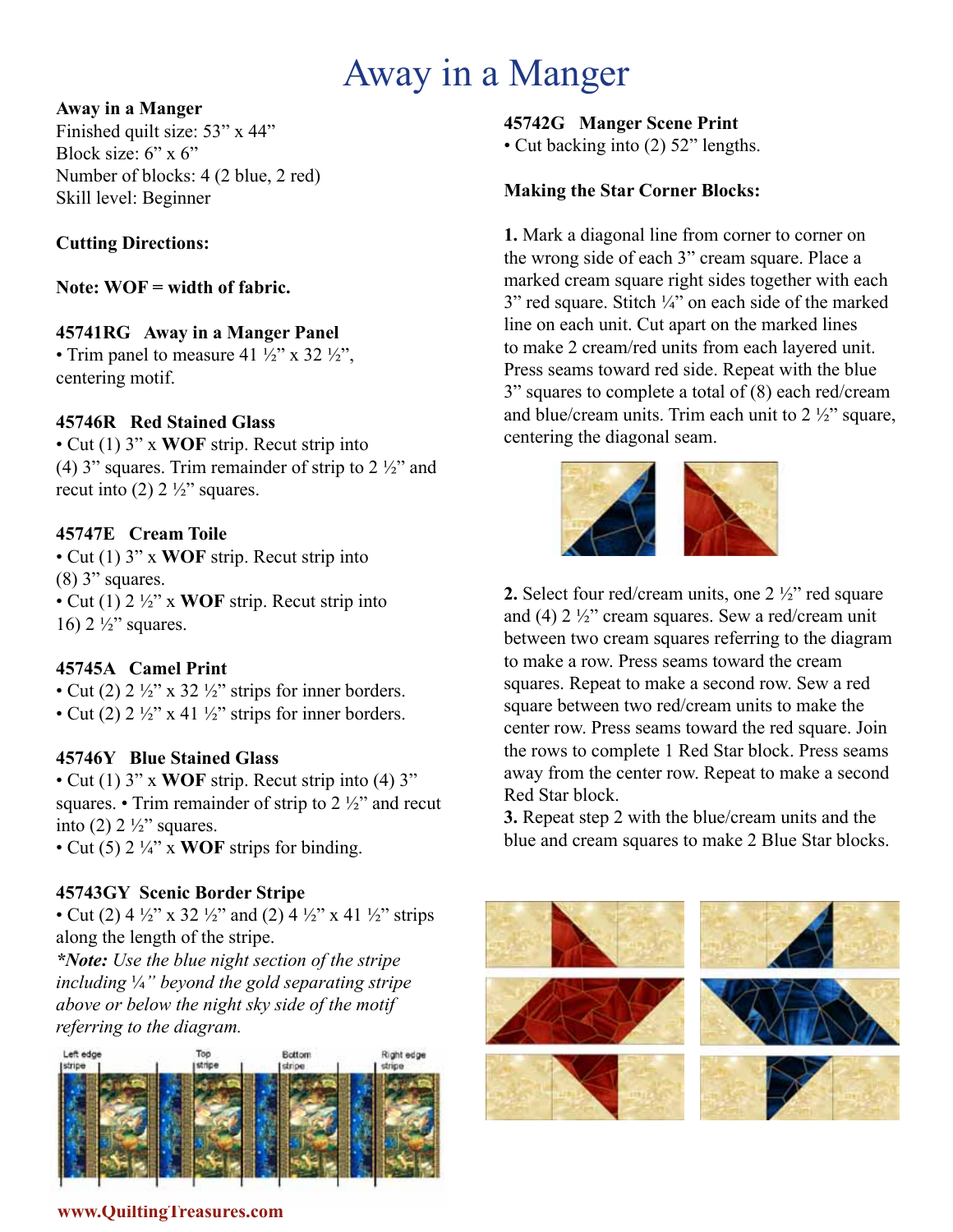# Away in a Manger

**Away in a Manger**
Finished quilt size: 53" x 44"
Block size: 6" x 6"
Number of blocks: 4 (2 blue, 2 red)
Skill level: Beginner

**Cutting Directions:**

**Note: WOF = width of fabric.**

**45741RG Away in a Manger Panel**
• Trim panel to measure 41 ½" x 32 ½", centering motif.

**45746R Red Stained Glass**
• Cut (1) 3" x **WOF** strip. Recut strip into (4) 3" squares. Trim remainder of strip to 2 ½" and recut into (2) 2 ½" squares.

**45747E Cream Toile**
• Cut (1) 3" x **WOF** strip. Recut strip into (8) 3" squares.
• Cut (1) 2 ½" x **WOF** strip. Recut strip into 16) 2 ½" squares.

**45745A Camel Print**
• Cut (2) 2 ½" x 32 ½" strips for inner borders.
• Cut (2) 2 ½" x 41 ½" strips for inner borders.

**45746Y Blue Stained Glass**
• Cut (1) 3" x **WOF** strip. Recut strip into (4) 3" squares. • Trim remainder of strip to 2 ½" and recut into (2) 2 ½" squares.
• Cut (5) 2 ¼" x **WOF** strips for binding.

**45743GY Scenic Border Stripe**
• Cut (2) 4 ½" x 32 ½" and (2) 4 ½" x 41 ½" strips along the length of the stripe.
***Note:** Use the blue night section of the stripe including ¼" beyond the gold separating stripe above or below the night sky side of the motif referring to the diagram.*

Left edge stripe | Top stripe | Bottom stripe | Right edge stripe

**45742G Manger Scene Print**
• Cut backing into (2) 52" lengths.

**Making the Star Corner Blocks:**

**1.** Mark a diagonal line from corner to corner on the wrong side of each 3" cream square. Place a marked cream square right sides together with each 3" red square. Stitch ¼" on each side of the marked line on each unit. Cut apart on the marked lines to make 2 cream/red units from each layered unit. Press seams toward red side. Repeat with the blue 3" squares to complete a total of (8) each red/cream and blue/cream units. Trim each unit to 2 ½" square, centering the diagonal seam.

**2.** Select four red/cream units, one 2 ½" red square and (4) 2 ½" cream squares. Sew a red/cream unit between two cream squares referring to the diagram to make a row. Press seams toward the cream squares. Repeat to make a second row. Sew a red square between two red/cream units to make the center row. Press seams toward the red square. Join the rows to complete 1 Red Star block. Press seams away from the center row. Repeat to make a second Red Star block.

**3.** Repeat step 2 with the blue/cream units and the blue and cream squares to make 2 Blue Star blocks.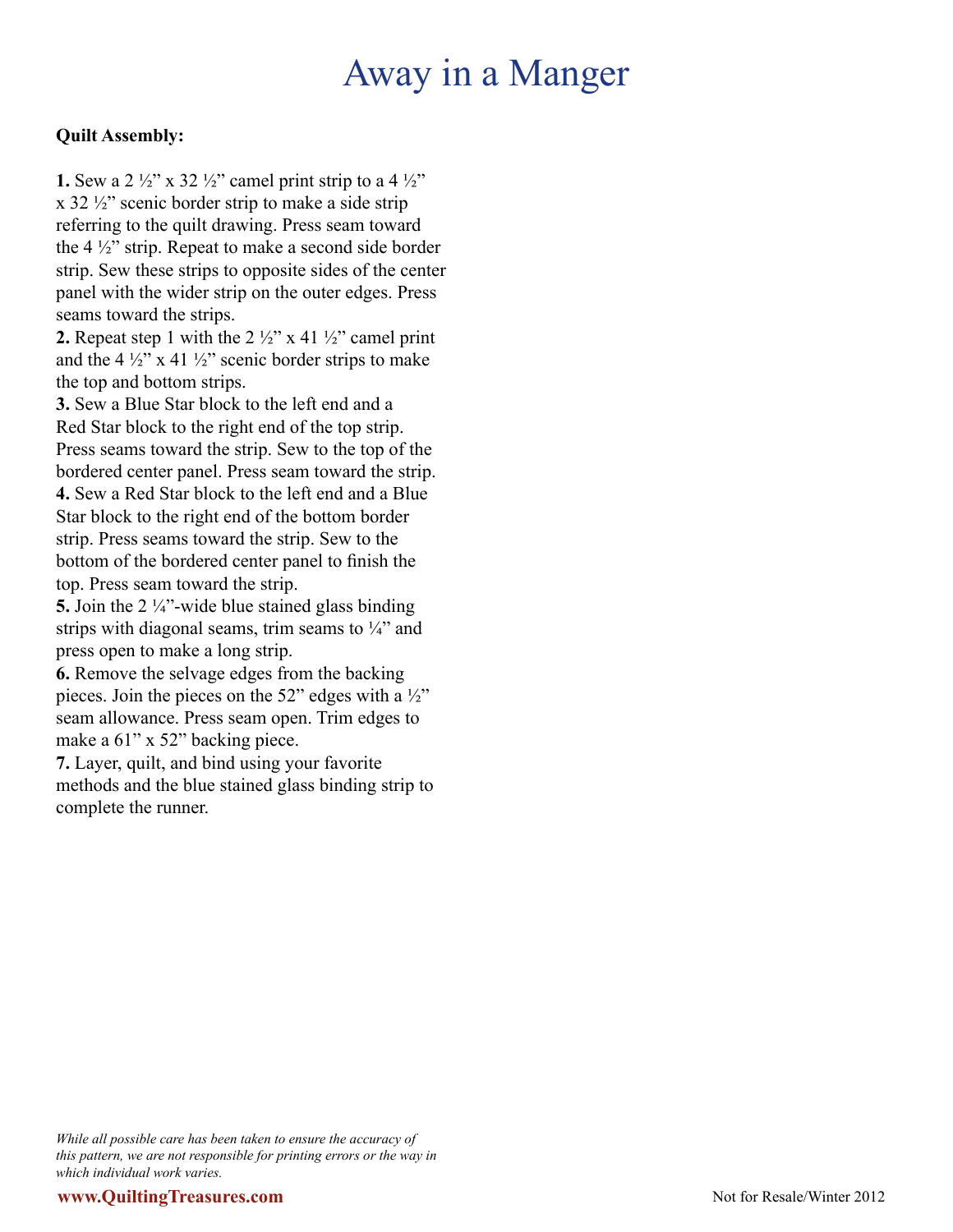# Away in a Manger

**Quilt Assembly:**

**1.** Sew a 2 ½" x 32 ½" camel print strip to a 4 ½" x 32 ½" scenic border strip to make a side strip referring to the quilt drawing. Press seam toward the 4 ½" strip. Repeat to make a second side border strip. Sew these strips to opposite sides of the center panel with the wider strip on the outer edges. Press seams toward the strips.
**2.** Repeat step 1 with the 2 ½" x 41 ½" camel print and the 4 ½" x 41 ½" scenic border strips to make the top and bottom strips.
**3.** Sew a Blue Star block to the left end and a Red Star block to the right end of the top strip. Press seams toward the strip. Sew to the top of the bordered center panel. Press seam toward the strip.
**4.** Sew a Red Star block to the left end and a Blue Star block to the right end of the bottom border strip. Press seams toward the strip. Sew to the bottom of the bordered center panel to finish the top. Press seam toward the strip.
**5.** Join the 2 ¼"-wide blue stained glass binding strips with diagonal seams, trim seams to ¼" and press open to make a long strip.
**6.** Remove the selvage edges from the backing pieces. Join the pieces on the 52" edges with a ½" seam allowance. Press seam open. Trim edges to make a 61" x 52" backing piece.
**7.** Layer, quilt, and bind using your favorite methods and the blue stained glass binding strip to complete the runner.

*While all possible care has been taken to ensure the accuracy of this pattern, we are not responsible for printing errors or the way in which individual work varies.*

**www.QuiltingTreasures.com**

Not for Resale/Winter 2012